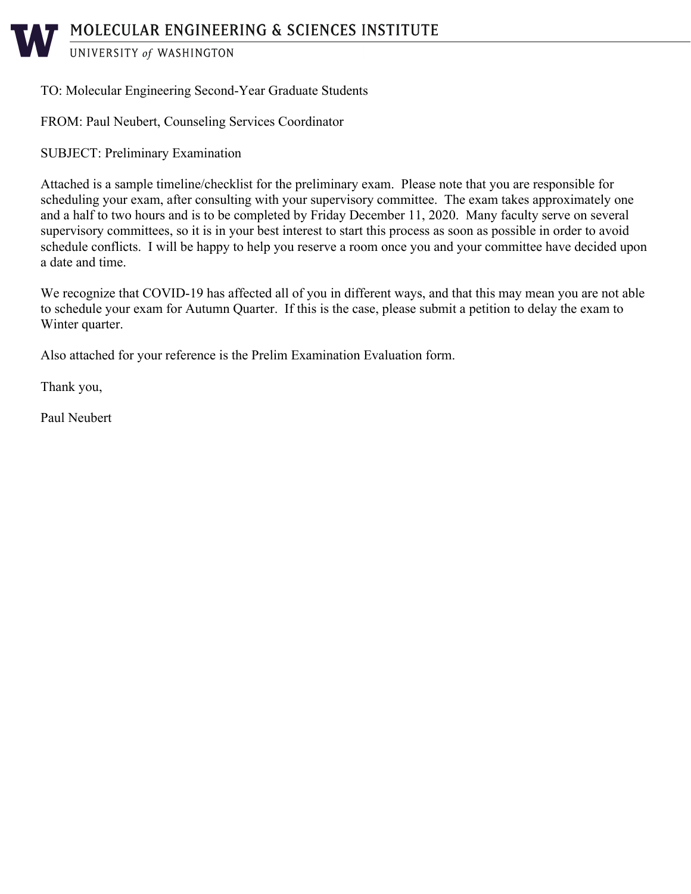# MOLECULAR ENGINEERING & SCIENCES INSTITUTE

UNIVERSITY *of* WASHINGTON

TO: Molecular Engineering Second-Year Graduate Students

FROM: Paul Neubert, Counseling Services Coordinator

SUBJECT: Preliminary Examination

Attached is a sample timeline/checklist for the preliminary exam. Please note that you are responsible for scheduling your exam, after consulting with your supervisory committee. The exam takes approximately one and a half to two hours and is to be completed by Friday December 11, 2020. Many faculty serve on several supervisory committees, so it is in your best interest to start this process as soon as possible in order to avoid schedule conflicts. I will be happy to help you reserve a room once you and your committee have decided upon a date and time.

We recognize that COVID-19 has affected all of you in different ways, and that this may mean you are not able to schedule your exam for Autumn Quarter. If this is the case, please submit a petition to delay the exam to Winter quarter.

Also attached for your reference is the Prelim Examination Evaluation form.

Thank you,

Paul Neubert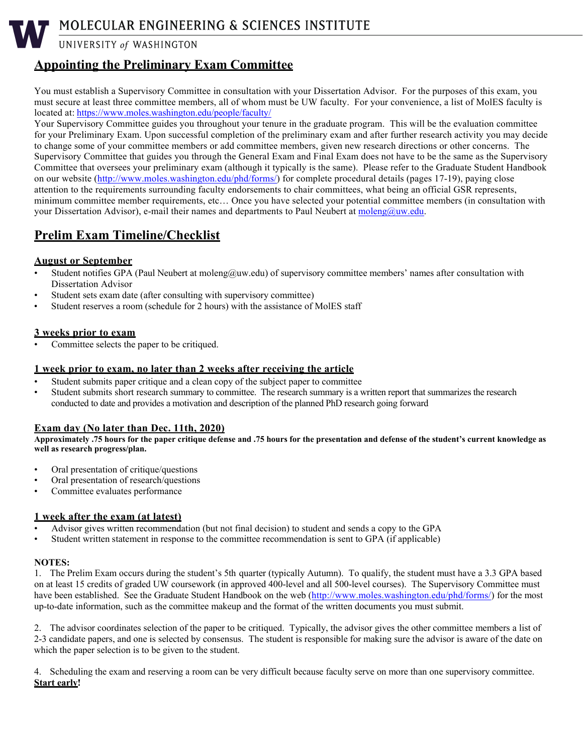## Appointing the Preliminary Exam Committee

You must establish a Supervisory Committee in consultation with your Dissertation Advisor. For the purposes of this exam, you must secure at least three committee members, all of whom must be UW faculty. For your convenience, a list of MolES faculty is located at: https://www.moles.washington.edu/people/faculty/

Your Supervisory Committee guides you throughout your tenure in the graduate program. This will be the evaluation committee for your Preliminary Exam. Upon successful completion of the preliminary exam and after further research activity you may decide to change some of your committee members or add committee members, given new research directions or other concerns. The Supervisory Committee that guides you through the General Exam and Final Exam does not have to be the same as the Supervisory Committee that oversees your preliminary exam (although it typically is the same). Please refer to the Graduate Student Handbook on our website (http://www.moles.washington.edu/phd/forms/) for complete procedural details (pages 17-19), paying close attention to the requirements surrounding faculty endorsements to chair committees, what being an official GSR represents, minimum committee member requirements, etc… Once you have selected your potential committee members (in consultation with your Dissertation Advisor), e-mail their names and departments to Paul Neubert at moleng@uw.edu.

## Prelim Exam Timeline/Checklist

### August or September

- Student notifies GPA (Paul Neubert at moleng@uw.edu) of supervisory committee members' names after consultation with Dissertation Advisor
- Student sets exam date (after consulting with supervisory committee)
- Student reserves a room (schedule for 2 hours) with the assistance of MolES staff

### 3 weeks prior to exam

- Committee selects the paper to be critiqued.

### 1 week prior to exam, no later than 2 weeks after receiving the article

- Student submits paper critique and a clean copy of the subject paper to committee
- Student submits short research summary to committee. The research summary is a written report that summarizes the research conducted to date and provides a motivation and description of the planned PhD research going forward

### Exam day (No later than Dec. 11th, 2020)

**Approximately .75 hours for the paper critique defense and .75 hours for the presentation and defense of the student's current knowledge as well as research progress/plan.**

- Oral presentation of critique/questions
- Oral presentation of research/questions
- Committee evaluates performance

### 1 week after the exam (at latest)

- Advisor gives written recommendation (but not final decision) to student and sends a copy to the GPA
- Student written statement in response to the committee recommendation is sent to GPA (if applicable)

**NOTES:**

1. The Prelim Exam occurs during the student's 5th quarter (typically Autumn). To qualify, the student must have a 3.3 GPA based on at least 15 credits of graded UW coursework (in approved 400-level and all 500-level courses). The Supervisory Committee must have been established. See the Graduate Student Handbook on the web (http://www.moles.washington.edu/phd/forms/) for the most up-to-date information, such as the committee makeup and the format of the written documents you must submit.

2. The advisor coordinates selection of the paper to be critiqued. Typically, the advisor gives the other committee members a list of 2-3 candidate papers, and one is selected by consensus. The student is responsible for making sure the advisor is aware of the date on which the paper selection is to be given to the student.

4. Scheduling the exam and reserving a room can be very difficult because faculty serve on more than one supervisory committee. **Start early!**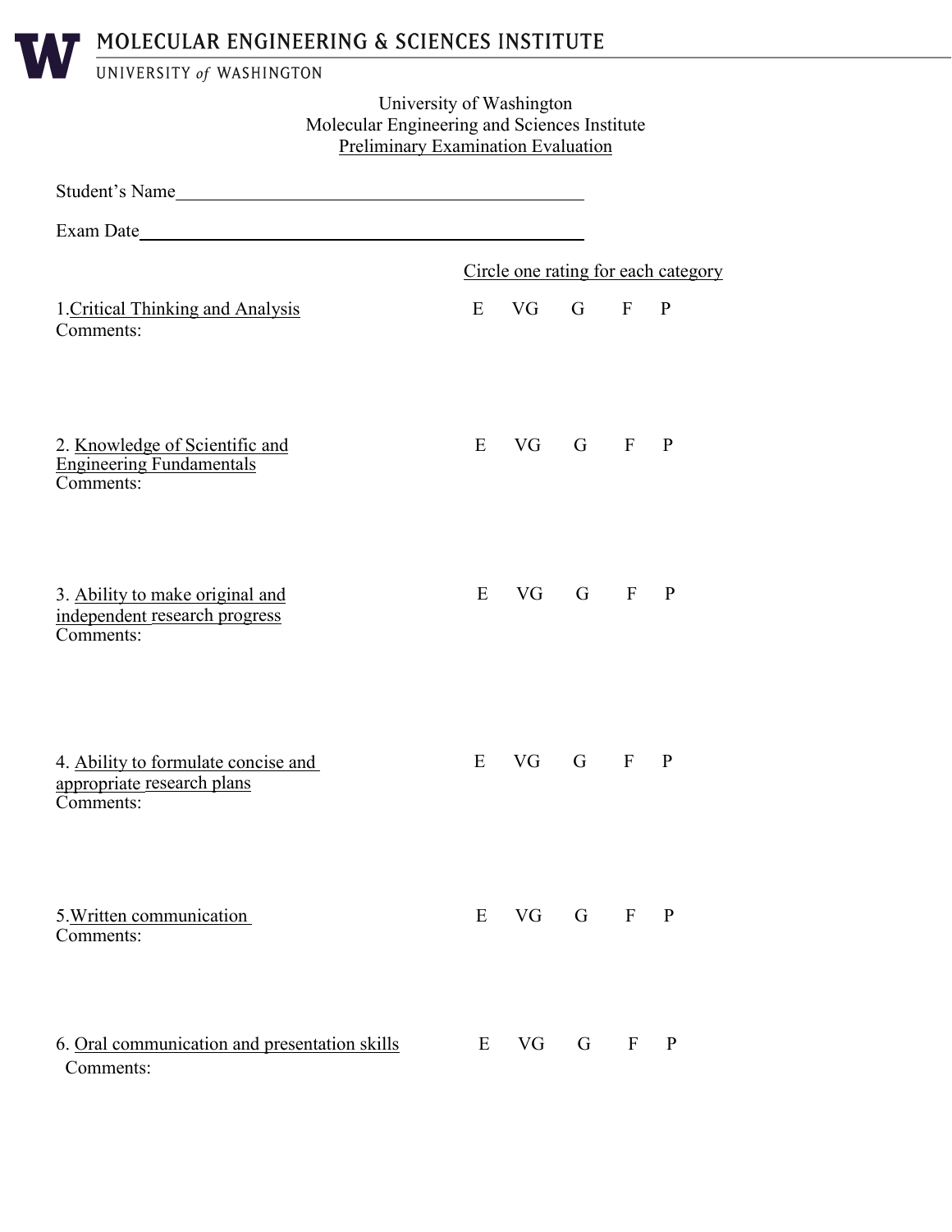MOLECULAR ENGINEERING & SCIENCES INSTITUTE

UNIVERSITY *of* WASHINGTON

University of Washington
Molecular Engineering and Sciences Institute
Preliminary Examination Evaluation

Student's Name_______________________________________________

Exam Date___________________________________________________

Circle one rating for each category

1. Critical Thinking and Analysis — E VG G F P

Comments:

2. Knowledge of Scientific and Engineering Fundamentals — E VG G F P

Comments:

3. Ability to make original and independent research progress — E VG G F P

Comments:

4. Ability to formulate concise and appropriate research plans — E VG G F P

Comments:

5. Written communication — E VG G F P

Comments:

6. Oral communication and presentation skills — E VG G F P

Comments: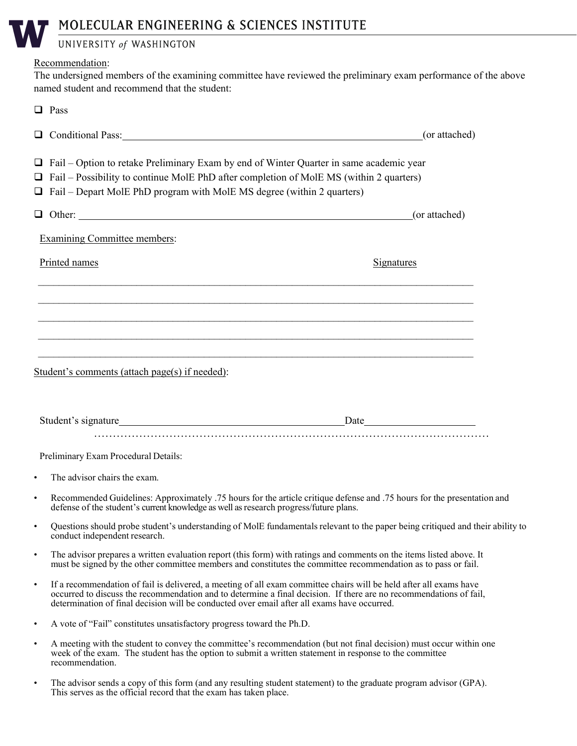Recommendation:

The undersigned members of the examining committee have reviewed the preliminary exam performance of the above named student and recommend that the student:

- ☐ Pass
- ☐ Conditional Pass: ____________________________________________ (or attached)
- ☐ Fail – Option to retake Preliminary Exam by end of Winter Quarter in same academic year
- ☐ Fail – Possibility to continue MolE PhD after completion of MolE MS (within 2 quarters)
- ☐ Fail – Depart MolE PhD program with MolE MS degree (within 2 quarters)
- ☐ Other: ____________________________________________ (or attached)

Examining Committee members:

| Printed names | Signatures |
|---|---|
| | |
| | |
| | |
| | |
| | |

Student's comments (attach page(s) if needed):

Student's signature ______________________________ Date ____________________

Preliminary Exam Procedural Details:

- The advisor chairs the exam.
- Recommended Guidelines: Approximately .75 hours for the article critique defense and .75 hours for the presentation and defense of the student's current knowledge as well as research progress/future plans.
- Questions should probe student's understanding of MolE fundamentals relevant to the paper being critiqued and their ability to conduct independent research.
- The advisor prepares a written evaluation report (this form) with ratings and comments on the items listed above. It must be signed by the other committee members and constitutes the committee recommendation as to pass or fail.
- If a recommendation of fail is delivered, a meeting of all exam committee chairs will be held after all exams have occurred to discuss the recommendation and to determine a final decision. If there are no recommendations of fail, determination of final decision will be conducted over email after all exams have occurred.
- A vote of "Fail" constitutes unsatisfactory progress toward the Ph.D.
- A meeting with the student to convey the committee's recommendation (but not final decision) must occur within one week of the exam. The student has the option to submit a written statement in response to the committee recommendation.
- The advisor sends a copy of this form (and any resulting student statement) to the graduate program advisor (GPA). This serves as the official record that the exam has taken place.